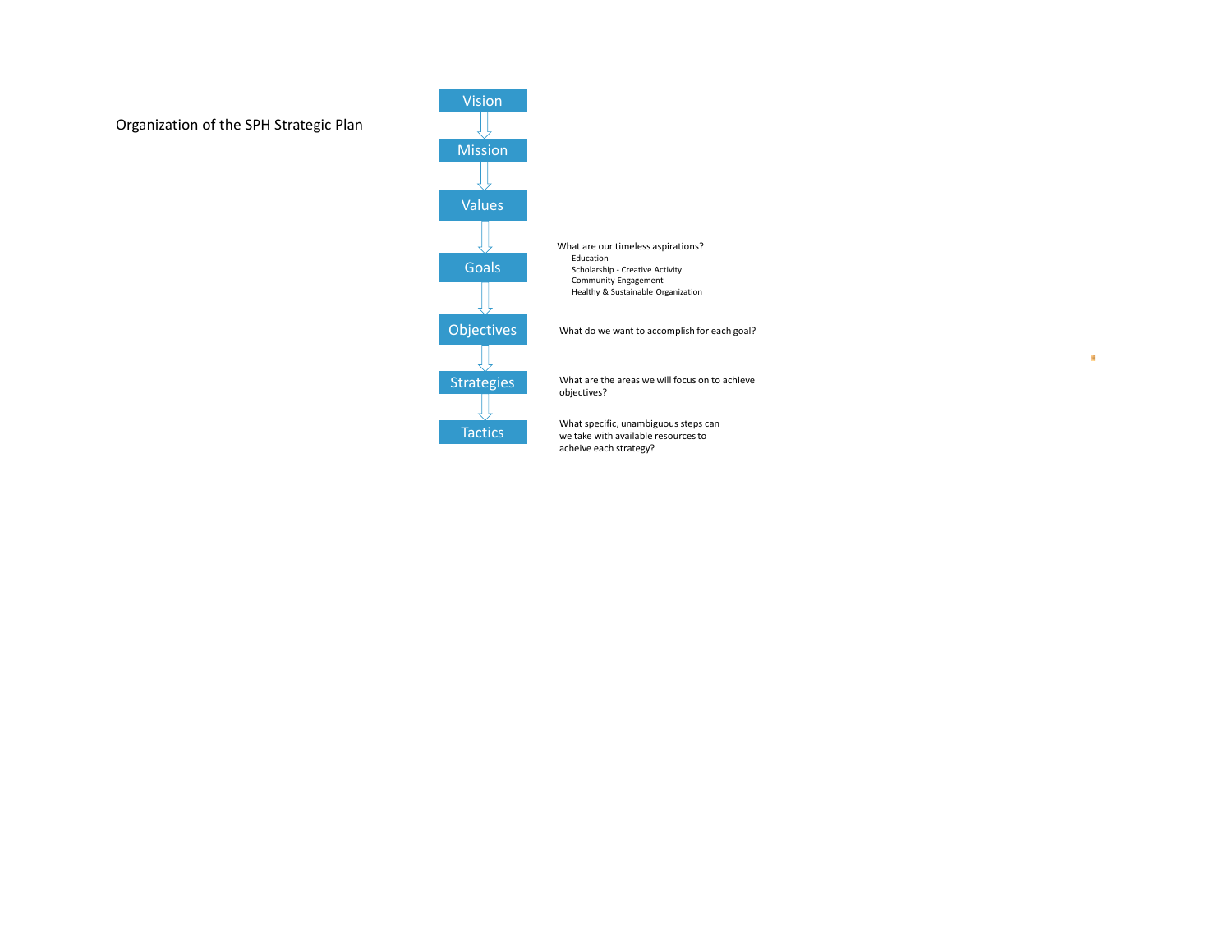# Organization of the SPH Strategic Plan

- **Vision**
- **Mission**
- **Values**
- **Goals** — What are our timeless aspirations?
  - Education
  - Scholarship - Creative Activity
  - Community Engagement
  - Healthy & Sustainable Organization
- **Objectives** — What do we want to accomplish for each goal?
- **Strategies** — What are the areas we will focus on to achieve objectives?
- **Tactics** — What specific, unambiguous steps can we take with available resources to acheive each strategy?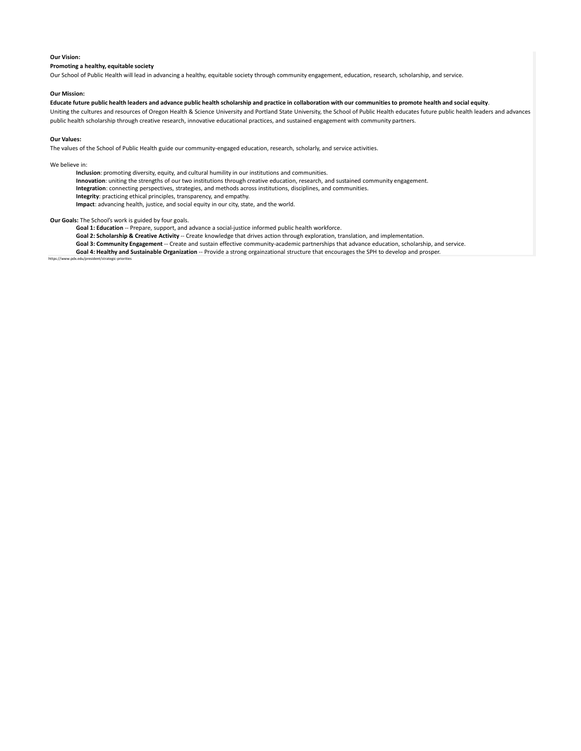**Our Vision:**

**Promoting a healthy, equitable society**

Our School of Public Health will lead in advancing a healthy, equitable society through community engagement, education, research, scholarship, and service.

**Our Mission:**

**Educate future public health leaders and advance public health scholarship and practice in collaboration with our communities to promote health and social equity**.

Uniting the cultures and resources of Oregon Health & Science University and Portland State University, the School of Public Health educates future public health leaders and advances public health scholarship through creative research, innovative educational practices, and sustained engagement with community partners.

**Our Values:**

The values of the School of Public Health guide our community-engaged education, research, scholarly, and service activities.

We believe in:

- **Inclusion**: promoting diversity, equity, and cultural humility in our institutions and communities.
- **Innovation**: uniting the strengths of our two institutions through creative education, research, and sustained community engagement.
- **Integration**: connecting perspectives, strategies, and methods across institutions, disciplines, and communities.
- **Integrity**: practicing ethical principles, transparency, and empathy.
- **Impact**: advancing health, justice, and social equity in our city, state, and the world.

**Our Goals:** The School's work is guided by four goals.

- **Goal 1: Education** -- Prepare, support, and advance a social-justice informed public health workforce.
- **Goal 2: Scholarship & Creative Activity** -- Create knowledge that drives action through exploration, translation, and implementation.
- **Goal 3: Community Engagement** -- Create and sustain effective community-academic partnerships that advance education, scholarship, and service.
- **Goal 4: Healthy and Sustainable Organization** -- Provide a strong orgainzational structure that encourages the SPH to develop and prosper.

https://www.pdx.edu/president/strategic-priorities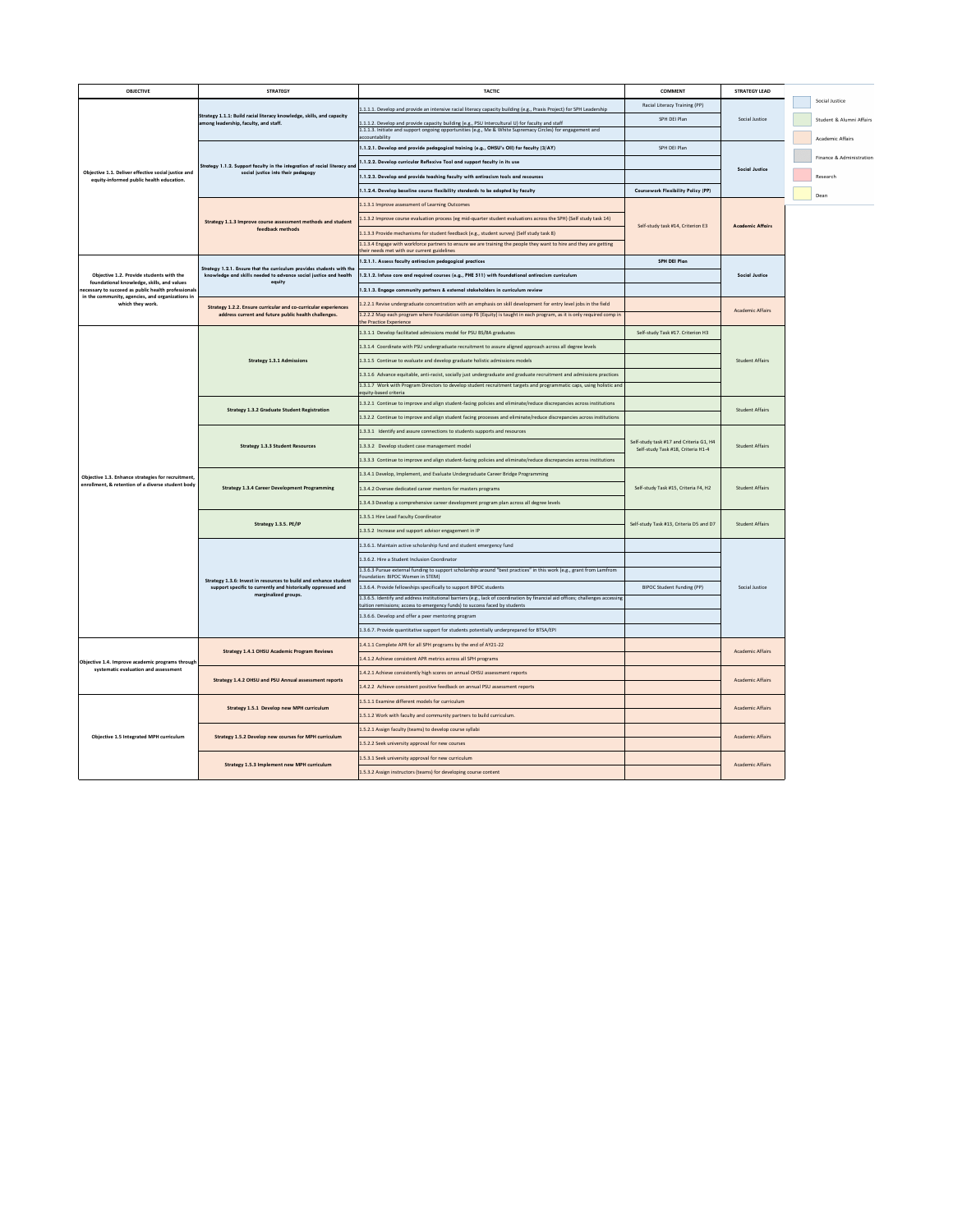| OBJECTIVE | STRATEGY | TACTIC | COMMENT | STRATEGY LEAD |
|---|---|---|---|---|
| Objective 1.1. Deliver effective social justice and equity-informed public health education. | Strategy 1.1.1: Build racial literacy knowledge, skills, and capacity among leadership, faculty, and staff. | 1.1.1.1. Develop and provide an intensive racial literacy capacity building (e.g., Praxis Project) for SPH Leadership | Racial Literacy Training (PP) | Social Justice |
| | | 1.1.1.2. Develop and provide capacity building (e.g., PSU Intercultural U) for faculty and staff | SPH DEI Plan | |
| | | 1.1.1.3. Initiate and support ongoing opportunities (e.g., Me & White Supremacy Circles) for engagement and accountability | | |
| | Strategy 1.1.2. Support faculty in the integration of racial literacy and social justice into their pedagogy | **1.1.2.1. Develop and provide pedagogical training (e.g., OHSU's OII) for faculty (3/AY)** | SPH DEI Plan | **Social Justice** |
| | | **1.1.2.2. Develop curricular Reflexive Tool and support faculty in its use** | | |
| | | **1.1.2.3. Develop and provide teaching faculty with antiracism tools and resources** | | |
| | | **1.1.2.4. Develop baseline course flexibility standards to be adopted by faculty** | **Coursework Flexibility Policy (PP)** | |
| | Strategy 1.1.3 Improve course assessment methods and student feedback methods | 1.1.3.1 Improve assessment of Learning Outcomes | Self-study task #14, Criterion E3 | **Academic Affairs** |
| | | 1.1.3.2 Improve course evaluation process (eg mid-quarter student evaluations across the SPH) (Self study task 14) | | |
| | | 1.1.3.3 Provide mechanisms for student feedback (e.g., student survey) (Self study task 8) | | |
| | | 1.1.3.4 Engage with workforce partners to ensure we are training the people they want to hire and they are getting their needs met with our current guidelines | | |
| Objective 1.2. Provide students with the foundational knowledge, skills, and values necessary to succeed as public health professionals in the community, agencies, and organizations in which they work. | Strategy 1.2.1. Ensure that the curriculum provides students with the knowledge and skills needed to advance social justice and health equity | **1.2.1.1. Assess faculty antiracism pedagogical practices** | **SPH DEI Plan** | Social Justice |
| | | **1.2.1.2. Infuse core and required courses (e.g., PHE 511) with foundational antiracism curriculum** | | |
| | | **1.2.1.3. Engage community partners & external stakeholders in curriculum review** | | |
| | Strategy 1.2.2. Ensure curricular and co-curricular experiences address current and future public health challenges. | 1.2.2.1 Revise undergraduate concentration with an emphasis on skill development for entry level jobs in the field | | Academic Affairs |
| | | 1.2.2.2 Map each program where Foundation comp F6 (Equity) is taught in each program, as it is only required comp in the Practice Experience | | |
| Objective 1.3. Enhance strategies for recruitment, enrollment, & retention of a diverse student body | Strategy 1.3.1 Admissions | 1.3.1.1 Develop facilitated admissions model for PSU BS/BA graduates | Self-study Task #17. Criterion H3 | Student Affairs |
| | | 1.3.1.4 Coordinate with PSU undergraduate recruitment to assure aligned approach across all degree levels | | |
| | | 1.3.1.5 Continue to evaluate and develop graduate holistic admissions models | | |
| | | 1.3.1.6 Advance equitable, anti-racist, socially just undergraduate and graduate recruitment and admissions practices | | |
| | | 1.3.1.7 Work with Program Directors to develop student recruitment targets and programmatic caps, using holistic and equity-based criteria | | |
| | Strategy 1.3.2 Graduate Student Registration | 1.3.2.1 Continue to improve and align student-facing policies and eliminate/reduce discrepancies across institutions | | Student Affairs |
| | | 1.3.2.2 Continue to improve and align student facing processes and eliminate/reduce discrepancies across institutions | | |
| | Strategy 1.3.3 Student Resources | 1.3.3.1 Identify and assure connections to students supports and resources | Self-study task #17 and Criteria G1, H4 Self-study Task #18, Criteria H1-4 | Student Affairs |
| | | 1.3.3.2 Develop student case management model | | |
| | | 1.3.3.3 Continue to improve and align student-facing policies and eliminate/reduce discrepancies across institutions | | |
| | Strategy 1.3.4 Career Development Programming | 1.3.4.1 Develop, Implement, and Evaluate Undergraduate Career Bridge Programming | Self-study Task #15, Criteria F4, H2 | Student Affairs |
| | | 1.3.4.2 Oversee dedicated career mentors for masters programs | | |
| | | 1.3.4.3 Develop a comprehensive career development program plan across all degree levels | | |
| | Strategy 1.3.5. PE/IP | 1.3.5.1 Hire Lead Faculty Coordinator | Self-study Task #13, Criteria D5 and D7 | Student Affairs |
| | | 1.3.5.2 Increase and support advisor engagement in IP | | |
| | Strategy 1.3.6: Invest in resources to build and enhance student support specific to currently and historically oppressed and marginalized groups. | 1.3.6.1. Maintain active scholarship fund and student emergency fund | | Social Justice |
| | | 1.3.6.2. Hire a Student Inclusion Coordinator | | |
| | | 1.3.6.3 Pursue external funding to support scholarship around "best practices" in this work (e.g., grant from Lamfrom Foundation: BIPOC Women in STEM) | | |
| | | 1.3.6.4. Provide fellowships specifically to support BIPOC students | BIPOC Student Funding (PP) | |
| | | 1.3.6.5. Identify and address institutional barriers (e.g., lack of coordination by financial aid offices; challenges accessing tuition remissions; access to emergency funds) to success faced by students | | |
| | | 1.3.6.6. Develop and offer a peer mentoring program | | |
| | | 1.3.6.7. Provide quantitative support for students potentially underprepared for BTSA/EPI | | |
| Objective 1.4. Improve academic programs through systematic evaluation and assessment | Strategy 1.4.1 OHSU Academic Program Reviews | 1.4.1.1 Complete APR for all SPH programs by the end of AY21-22 | | Academic Affairs |
| | | 1.4.1.2 Achieve consistent APR metrics across all SPH programs | | |
| | Strategy 1.4.2 OHSU and PSU Annual assessment reports | 1.4.2.1 Achieve consistently high scores on annual OHSU assessment reports | | Academic Affairs |
| | | 1.4.2.2 Achieve consistent positive feedback on annual PSU assessment reports | | |
| Objective 1.5 Integrated MPH curriculum | Strategy 1.5.1 Develop new MPH curriculum | 1.5.1.1 Examine different models for curriculum | | Academic Affairs |
| | | 1.5.1.2 Work with faculty and community partners to build curriculum. | | |
| | Strategy 1.5.2 Develop new courses for MPH curriculum | 1.5.2.1 Assign faculty (teams) to develop course syllabi | | Academic Affairs |
| | | 1.5.2.2 Seek university approval for new courses | | |
| | Strategy 1.5.3 Implement new MPH curriculum | 1.5.3.1 Seek university approval for new curriculum | | Academic Affairs |
| | | 1.5.3.2 Assign instructors (teams) for developing course content | | |

Legend:

- Social Justice
- Student & Alumni Affairs
- Academic Affairs
- Finance & Administration
- Research
- Dean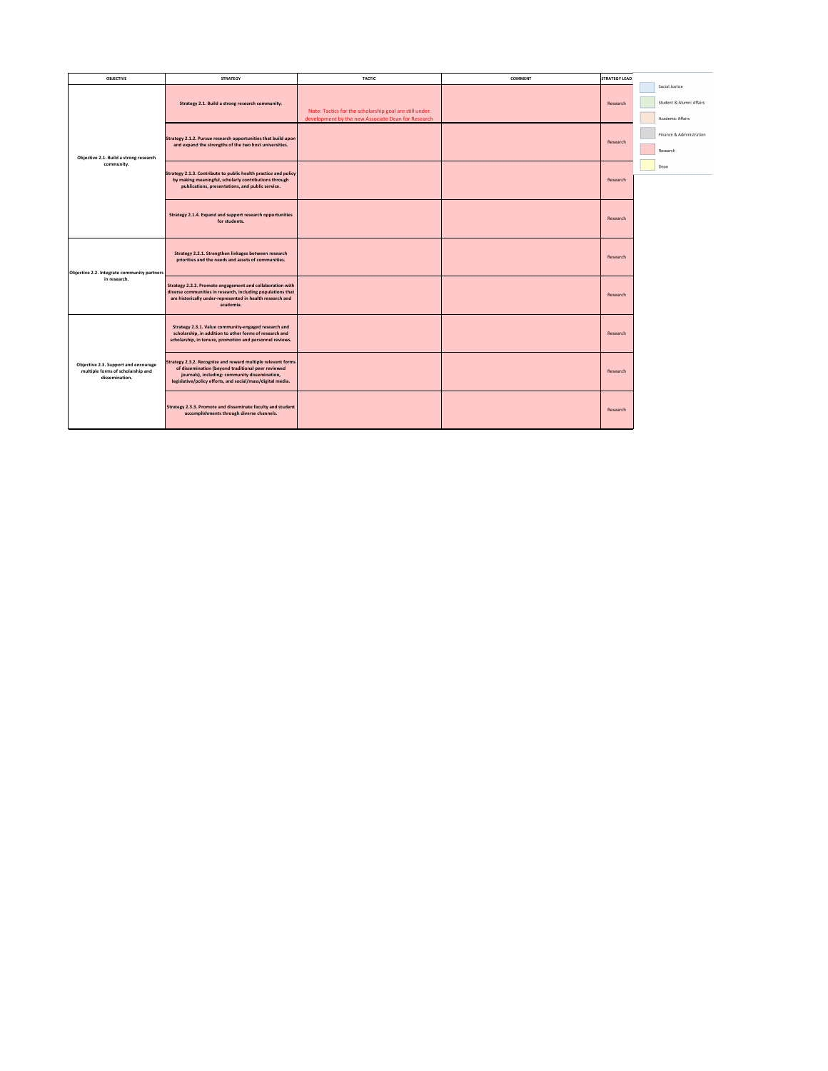| OBJECTIVE | STRATEGY | TACTIC | COMMENT | STRATEGY LEAD |
|---|---|---|---|---|
| **Objective 2.1. Build a strong research community.** | **Strategy 2.1. Build a strong research community.** | Note: Tactics for the scholarship goal are still under development by the new Associate Dean for Research | | Research |
| | **Strategy 2.1.2. Pursue research opportunities that build upon and expand the strengths of the two host universities.** | | | Research |
| | **Strategy 2.1.3. Contribute to public health practice and policy by making meaningful, scholarly contributions through publications, presentations, and public service.** | | | Research |
| | **Strategy 2.1.4. Expand and support research opportunities for students.** | | | Research |
| **Objective 2.2. Integrate community partners in research.** | **Strategy 2.2.1. Strengthen linkages between research priorities and the needs and assets of communities.** | | | Research |
| | **Strategy 2.2.2. Promote engagement and collaboration with diverse communities in research, including populations that are historically under-represented in health research and academia.** | | | Research |
| **Objective 2.3. Support and encourage multiple forms of scholarship and dissemination.** | **Strategy 2.3.1. Value community-engaged research and scholarship, in addition to other forms of research and scholarship, in tenure, promotion and personnel reviews.** | | | Research |
| | **Strategy 2.3.2. Recognize and reward multiple relevant forms of dissemination (beyond traditional peer reviewed journals), including: community dissemination, legislative/policy efforts, and social/mass/digital media.** | | | Research |
| | **Strategy 2.3.3. Promote and disseminate faculty and student accomplishments through diverse channels.** | | | Research |

| Legend |
|---|
| Social Justice |
| Student & Alumni Affairs |
| Academic Affairs |
| Finance & Administration |
| Research |
| Dean |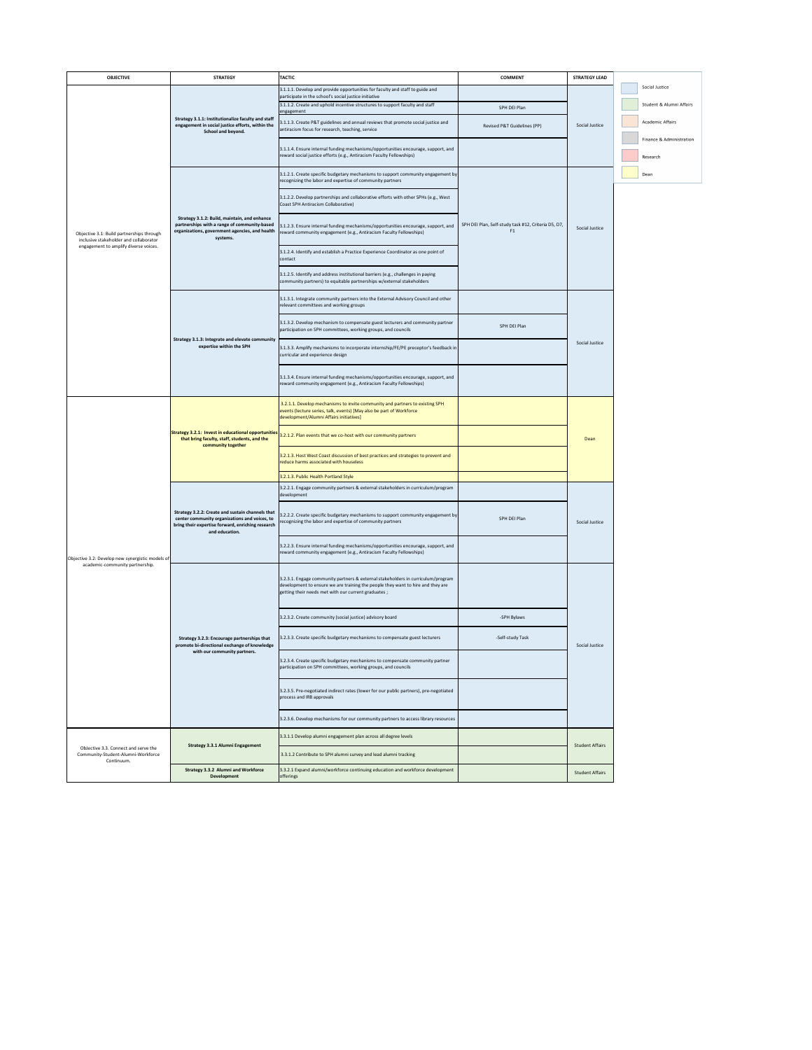| OBJECTIVE | STRATEGY | TACTIC | COMMENT | STRATEGY LEAD |
|---|---|---|---|---|
| Objective 3.1: Build partnerships through inclusive stakeholder and collaborator engagement to amplify diverse voices. | Strategy 3.1.1: Institutionalize faculty and staff engagement in social justice efforts, within the School and beyond. | 3.1.1.1. Develop and provide opportunities for faculty and staff to guide and participate in the school's social justice initiative | | Social Justice |
| | | 3.1.1.2. Create and uphold incentive structures to support faculty and staff engagement | SPH DEI Plan | |
| | | 3.1.1.3. Create P&T guidelines and annual reviews that promote social justice and antiracism focus for research, teaching, service | Revised P&T Guidelines (PP) | |
| | | 3.1.1.4. Ensure internal funding mechanisms/opportunities encourage, support, and reward social justice efforts (e.g., Antiracism Faculty Fellowships) | | |
| | Strategy 3.1.2: Build, maintain, and enhance partnerships with a range of community-based organizations, government agencies, and health systems. | 3.1.2.1. Create specific budgetary mechanisms to support community engagement by recognizing the labor and expertise of community partners | SPH DEI Plan, Self-study task #12, Criteria D5, D7, F1 | Social Justice |
| | | 3.1.2.2. Develop partnerships and collaborative efforts with other SPHs (e.g., West Coast SPH Antiracism Collaborative) | | |
| | | 3.1.2.3. Ensure internal funding mechanisms/opportunities encourage, support, and reward community engagement (e.g., Antiracism Faculty Fellowships) | | |
| | | 3.1.2.4. Identify and establish a Practice Experience Coordinator as one point of contact | | |
| | | 3.1.2.5. Identify and address institutional barriers (e.g., challenges in paying community partners) to equitable partnerships w/external stakeholders | | |
| | Strategy 3.1.3: Integrate and elevate community expertise within the SPH | 3.1.3.1. Integrate community partners into the External Advisory Council and other relevant committees and working groups | | Social Justice |
| | | 3.1.3.2. Develop mechanism to compensate guest lecturers and community partner participation on SPH committees, working groups, and councils | SPH DEI Plan | |
| | | 3.1.3.3. Amplify mechanisms to incorporate internship/FE/PE preceptor's feedback in curricular and experience design | | |
| | | 3.1.3.4. Ensure internal funding mechanisms/opportunities encourage, support, and reward community engagement (e.g., Antiracism Faculty Fellowships) | | |
| Objective 3.2: Develop new synergistic models of academic-community partnership. | Strategy 3.2.1: Invest in educational opportunities that bring faculty, staff, students, and the community together | 3.2.1.1. Develop mechanisms to invite community and partners to existing SPH events (lecture series, talk, events) [May also be part of Workforce development/Alumni Affairs initiatives] | | Dean |
| | | 3.2.1.2. Plan events that we co-host with our community partners | | |
| | | 3.2.1.3. Host West Coast discussion of best practices and strategies to prevent and reduce harms associated with houseless | | |
| | | 3.2.1.3. Public Health Portland Style | | |
| | Strategy 3.2.2: Create and sustain channels that center community organizations and voices, to bring their expertise forward, enriching research and education. | 3.2.2.1. Engage community partners & external stakeholders in curriculum/program development | SPH DEI Plan | Social Justice |
| | | 3.2.2.2. Create specific budgetary mechanisms to support community engagement by recognizing the labor and expertise of community partners | | |
| | | 3.2.2.3. Ensure internal funding mechanisms/opportunities encourage, support, and reward community engagement (e.g., Antiracism Faculty Fellowships) | | |
| | Strategy 3.2.3: Encourage partnerships that promote bi-directional exchange of knowledge with our community partners. | 3.2.3.1. Engage community partners & external stakeholders in curriculum/program development to ensure we are training the people they want to hire and they are getting their needs met with our current graduates ; | | Social Justice |
| | | 3.2.3.2. Create community (social justice) advisory board | -SPH Bylaws | |
| | | 3.2.3.3. Create specific budgetary mechanisms to compensate guest lecturers | -Self-study Task | |
| | | 3.2.3.4. Create specific budgetary mechanisms to compensate community partner participation on SPH committees, working groups, and councils | | |
| | | 3.2.3.5. Pre-negotiated indirect rates (lower for our public partners), pre-negotiated process and IRB approvals | | |
| | | 3.2.3.6. Develop mechanisms for our community partners to access library resources | | |
| Objective 3.3. Connect and serve the Community-Student-Alumni-Workforce Continuum. | Strategy 3.3.1 Alumni Engagement | 3.3.1.1 Develop alumni engagement plan across all degree levels | | Student Affairs |
| | | 3.3.1.2 Contribute to SPH alumni survey and lead alumni tracking | | |
| | Strategy 3.3.2 Alumni and Workforce Development | 3.3.2.1 Expand alumni/workforce continuing education and workforce development offerings | | Student Affairs |

| Legend |
|---|
| Social Justice |
| Student & Alumni Affairs |
| Academic Affairs |
| Finance & Administration |
| Research |
| Dean |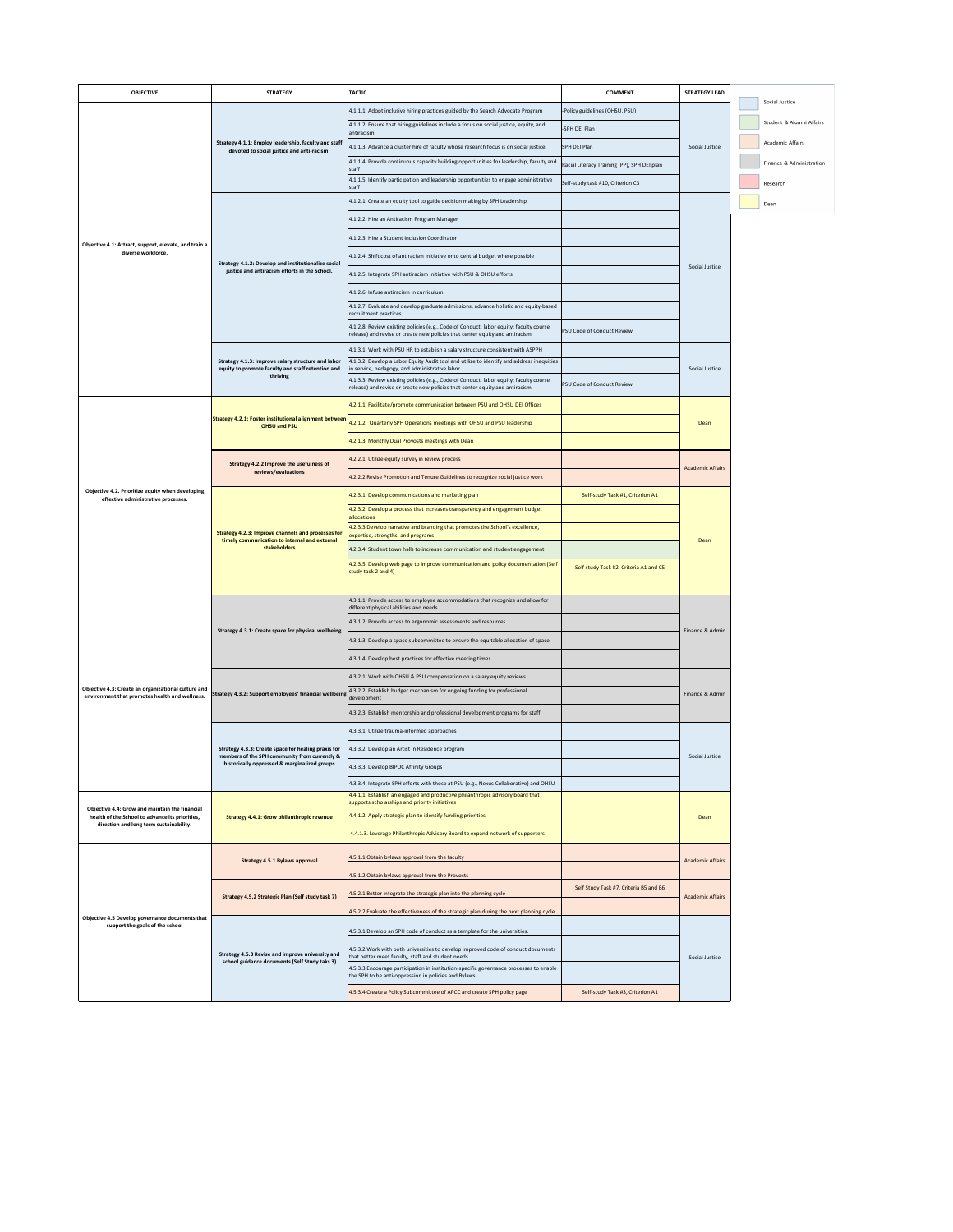| OBJECTIVE | STRATEGY | TACTIC | COMMENT | STRATEGY LEAD |
|---|---|---|---|---|
| Objective 4.1: Attract, support, elevate, and train a diverse workforce. | Strategy 4.1.1: Employ leadership, faculty and staff devoted to social justice and anti-racism. | 4.1.1.1. Adopt inclusive hiring practices guided by the Search Advocate Program | -Policy guidelines (OHSU, PSU) | Social Justice |
| | | 4.1.1.2. Ensure that hiring guidelines include a focus on social justice, equity, and antiracism | -SPH DEI Plan | |
| | | 4.1.1.3. Advance a cluster hire of faculty whose research focus is on social justice | SPH DEI Plan | |
| | | 4.1.1.4. Provide continuous capacity building opportunities for leadership, faculty and staff | Racial Literacy Training (PP), SPH DEI plan | |
| | | 4.1.1.5. Identify participation and leadership opportunities to engage administrative staff | Self-study task #10, Criterion C3 | |
| | Strategy 4.1.2: Develop and institutionalize social justice and antiracism efforts in the School. | 4.1.2.1. Create an equity tool to guide decision making by SPH Leadership | | Social Justice |
| | | 4.1.2.2. Hire an Antiracism Program Manager | | |
| | | 4.1.2.3. Hire a Student Inclusion Coordinator | | |
| | | 4.1.2.4. Shift cost of antiracism initiative onto central budget where possible | | |
| | | 4.1.2.5. Integrate SPH antiracism initiative with PSU & OHSU efforts | | |
| | | 4.1.2.6. Infuse antiracism in curriculum | | |
| | | 4.1.2.7. Evaluate and develop graduate admissions; advance holistic and equity-based recruitment practices | | |
| | | 4.1.2.8. Review existing policies (e.g., Code of Conduct; labor equity; faculty course release) and revise or create new policies that center equity and antiracism | PSU Code of Conduct Review | |
| | Strategy 4.1.3: Improve salary structure and labor equity to promote faculty and staff retention and thriving | 4.1.3.1. Work with PSU HR to establish a salary structure consistent with ASPPH | | Social Justice |
| | | 4.1.3.2. Develop a Labor Equity Audit tool and utilize to identify and address inequities in service, pedagogy, and administrative labor | | |
| | | 4.1.3.3. Review existing policies (e.g., Code of Conduct; labor equity; faculty course release) and revise or create new policies that center equity and antiracism | PSU Code of Conduct Review | |
| Objective 4.2. Prioritize equity when developing effective administrative processes. | Strategy 4.2.1: Foster institutional alignment between OHSU and PSU | 4.2.1.1. Facilitate/promote communication between PSU and OHSU DEI Offices | | Dean |
| | | 4.2.1.2. Quarterly SPH Operations meetings with OHSU and PSU leadership | | |
| | | 4.2.1.3. Monthly Dual Provosts meetings with Dean | | |
| | Strategy 4.2.2 Improve the usefulness of reviews/evaluations | 4.2.2.1. Utilize equity survey in review process | | Academic Affairs |
| | | 4.2.2.2 Revise Promotion and Tenure Guidelines to recognize social justice work | | |
| | Strategy 4.2.3: Improve channels and processes for timely communication to internal and external stakeholders | 4.2.3.1. Develop communications and marketing plan | Self-study Task #1, Criterion A1 | Dean |
| | | 4.2.3.2. Develop a process that increases transparency and engagement budget allocations | | |
| | | 4.2.3.3 Develop narrative and branding that promotes the School's excellence, expertise, strengths, and programs | | |
| | | 4.2.3.4. Student town halls to increase communication and student engagement | | |
| | | 4.2.3.5. Develop web page to improve communication and policy documentation (Self study task 2 and 4) | Self study Task #2, Criteria A1 and C5 | |
| Objective 4.3: Create an organizational culture and environment that promotes health and wellness. | Strategy 4.3.1: Create space for physical wellbeing | 4.3.1.1. Provide access to employee accommodations that recognize and allow for different physical abilities and needs | | Finance & Admin |
| | | 4.3.1.2. Provide access to ergonomic assessments and resources | | |
| | | 4.3.1.3. Develop a space subcommittee to ensure the equitable allocation of space | | |
| | | 4.3.1.4. Develop best practices for effective meeting times | | |
| | Strategy 4.3.2: Support employees' financial wellbeing | 4.3.2.1. Work with OHSU & PSU compensation on a salary equity reviews | | Finance & Admin |
| | | 4.3.2.2. Establish budget mechanism for ongoing funding for professional development | | |
| | | 4.3.2.3. Establish mentorship and professional development programs for staff | | |
| | Strategy 4.3.3: Create space for healing praxis for members of the SPH community from currently & historically oppressed & marginalized groups | 4.3.3.1. Utilize trauma-informed approaches | | Social Justice |
| | | 4.3.3.2. Develop an Artist in Residence program | | |
| | | 4.3.3.3. Develop BIPOC Affinity Groups | | |
| | | 4.3.3.4. Integrate SPH efforts with those at PSU (e.g., Nexus Collaborative) and OHSU | | |
| Objective 4.4: Grow and maintain the financial health of the School to advance its priorities, direction and long term sustainability. | Strategy 4.4.1: Grow philanthropic revenue | 4.4.1.1. Establish an engaged and productive philanthropic advisory board that supports scholarships and priority initiatives | | Dean |
| | | 4.4.1.2. Apply strategic plan to identify funding priorities | | |
| | | 4.4.1.3. Leverage Philanthropic Advisory Board to expand network of supporters | | |
| Objective 4.5 Develop governance documents that support the goals of the school | Strategy 4.5.1 Bylaws approval | 4.5.1.1 Obtain bylaws approval from the faculty | | Academic Affairs |
| | | 4.5.1.2 Obtain bylaws approval from the Provosts | | |
| | Strategy 4.5.2 Strategic Plan (Self study task 7) | 4.5.2.1 Better integrate the strategic plan into the planning cycle | Self Study Task #7, Criteria B5 and B6 | Academic Affairs |
| | | 4.5.2.2 Evaluate the effectiveness of the strategic plan during the next planning cycle | | |
| | Strategy 4.5.3 Revise and improve university and school guidance documents (Self Study taks 3) | 4.5.3.1 Develop an SPH code of conduct as a template for the universities. | | Social Justice |
| | | 4.5.3.2 Work with both universities to develop improved code of conduct documents that better meet faculty, staff and student needs | | |
| | | 4.5.3.3 Encourage participation in institution-specific governance processes to enable the SPH to be anti-oppression in policies and Bylaws | | |
| | | 4.5.3.4 Create a Policy Subcommittee of APCC and create SPH policy page | Self-study Task #3, Criterion A1 | |

Social Justice
Student & Alumni Affairs
Academic Affairs
Finance & Administration
Research
Dean